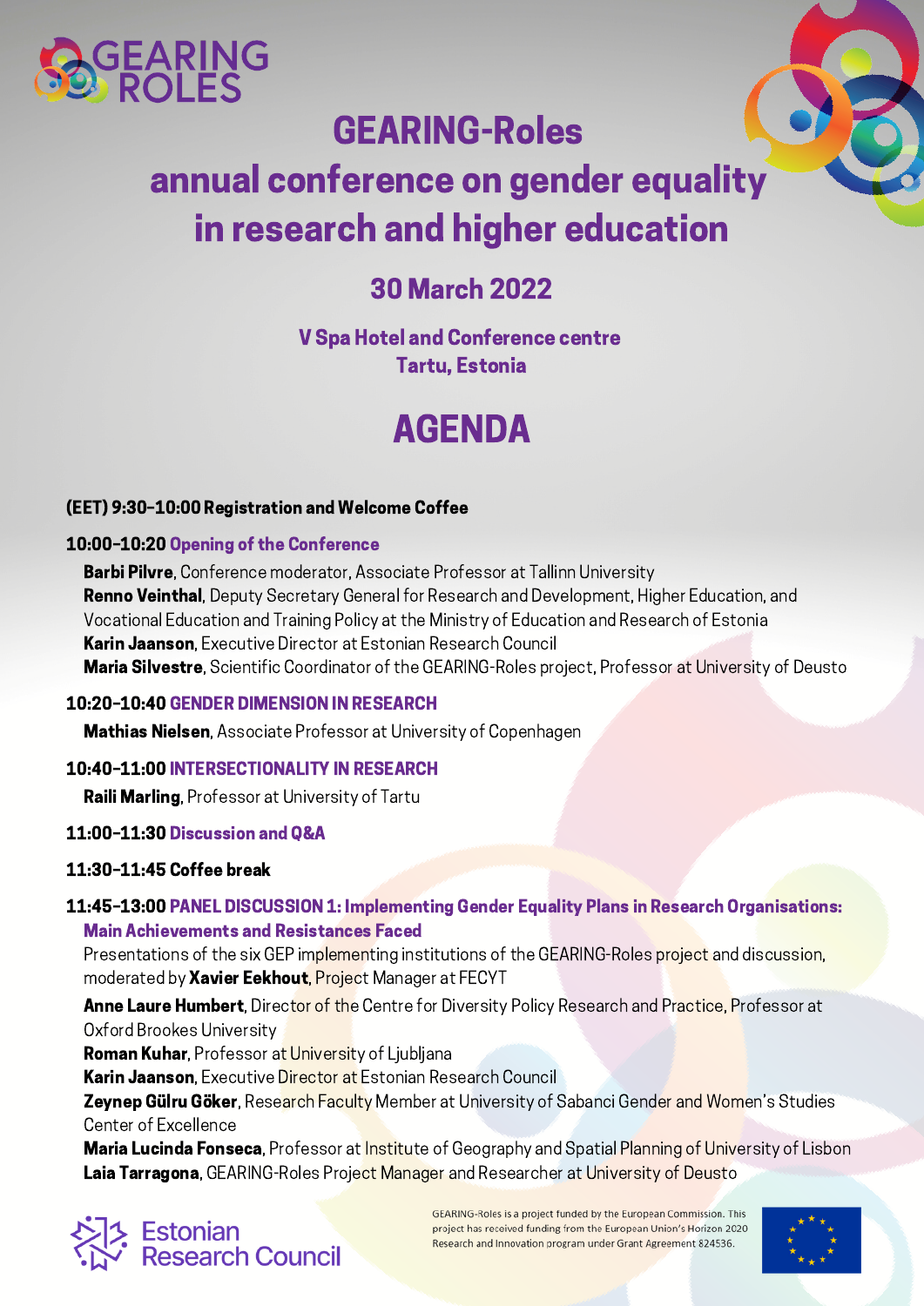GEARING ROLES

# GEARING-Roles annual conference on gender equality in research and higher education

## 30 March 2022

**V Spa Hotel and Conference centre**
**Tartu, Estonia**

# AGENDA

**(EET) 9:30–10:00 Registration and Welcome Coffee**

**10:00–10:20 Opening of the Conference**

**Barbi Pilvre**, Conference moderator, Associate Professor at Tallinn University
**Renno Veinthal**, Deputy Secretary General for Research and Development, Higher Education, and Vocational Education and Training Policy at the Ministry of Education and Research of Estonia
**Karin Jaanson**, Executive Director at Estonian Research Council
**Maria Silvestre**, Scientific Coordinator of the GEARING-Roles project, Professor at University of Deusto

**10:20–10:40 GENDER DIMENSION IN RESEARCH**

**Mathias Nielsen**, Associate Professor at University of Copenhagen

**10:40–11:00 INTERSECTIONALITY IN RESEARCH**

**Raili Marling**, Professor at University of Tartu

**11:00–11:30 Discussion and Q&A**

**11:30–11:45 Coffee break**

**11:45–13:00 PANEL DISCUSSION 1: Implementing Gender Equality Plans in Research Organisations: Main Achievements and Resistances Faced**

Presentations of the six GEP implementing institutions of the GEARING-Roles project and discussion, moderated by **Xavier Eekhout**, Project Manager at FECYT

**Anne Laure Humbert**, Director of the Centre for Diversity Policy Research and Practice, Professor at Oxford Brookes University
**Roman Kuhar**, Professor at University of Ljubljana
**Karin Jaanson**, Executive Director at Estonian Research Council
**Zeynep Gülru Göker**, Research Faculty Member at University of Sabanci Gender and Women's Studies Center of Excellence
**Maria Lucinda Fonseca**, Professor at Institute of Geography and Spatial Planning of University of Lisbon
**Laia Tarragona**, GEARING-Roles Project Manager and Researcher at University of Deusto

Estonian Research Council

GEARING-Roles is a project funded by the European Commission. This project has received funding from the European Union's Horizon 2020 Research and Innovation program under Grant Agreement 824536.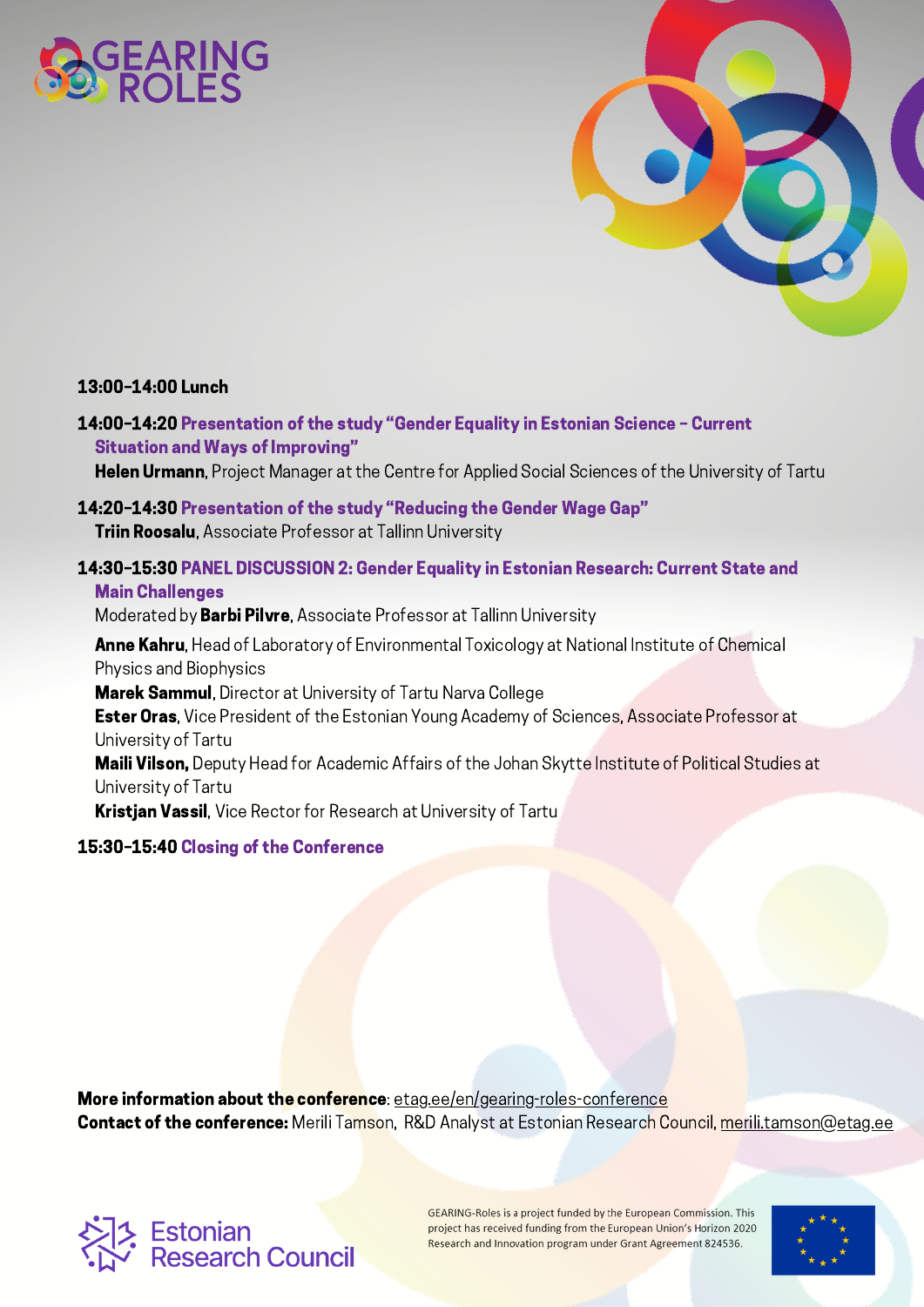**13:00-14:00 Lunch**

**14:00-14:20 Presentation of the study "Gender Equality in Estonian Science – Current Situation and Ways of Improving"**
**Helen Urmann**, Project Manager at the Centre for Applied Social Sciences of the University of Tartu

**14:20-14:30 Presentation of the study "Reducing the Gender Wage Gap"**
**Triin Roosalu**, Associate Professor at Tallinn University

**14:30-15:30 PANEL DISCUSSION 2: Gender Equality in Estonian Research: Current State and Main Challenges**
Moderated by **Barbi Pilvre**, Associate Professor at Tallinn University

**Anne Kahru**, Head of Laboratory of Environmental Toxicology at National Institute of Chemical Physics and Biophysics
**Marek Sammul**, Director at University of Tartu Narva College
**Ester Oras**, Vice President of the Estonian Young Academy of Sciences, Associate Professor at University of Tartu
**Maili Vilson,** Deputy Head for Academic Affairs of the Johan Skytte Institute of Political Studies at University of Tartu
**Kristjan Vassil**, Vice Rector for Research at University of Tartu

**15:30-15:40 Closing of the Conference**

**More information about the conference**: etag.ee/en/gearing-roles-conference
**Contact of the conference:** Merili Tamson, R&D Analyst at Estonian Research Council, merili.tamson@etag.ee

Estonian Research Council

GEARING-Roles is a project funded by the European Commission. This project has received funding from the European Union's Horizon 2020 Research and Innovation program under Grant Agreement 824536.